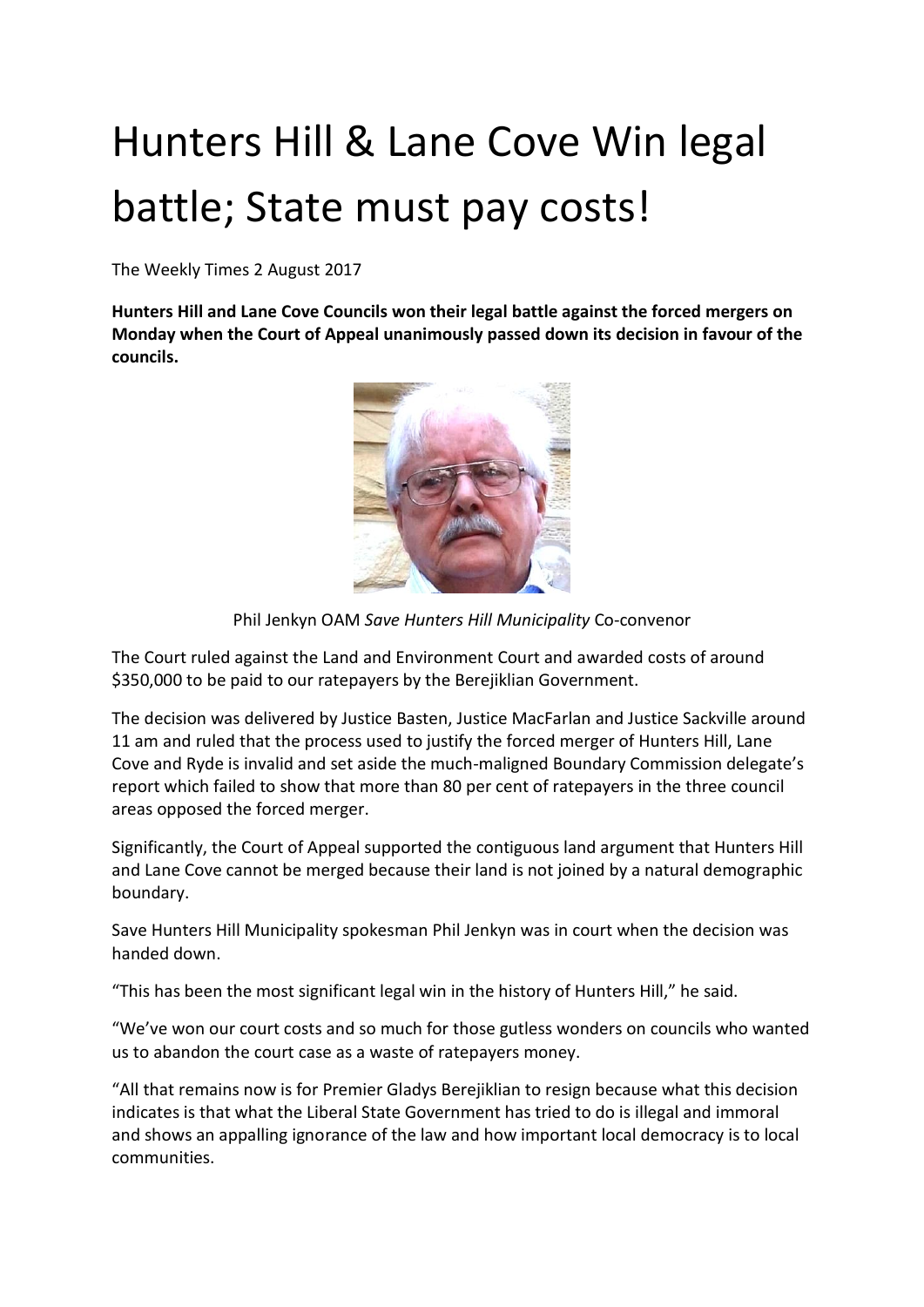# Hunters Hill & Lane Cove Win legal battle; State must pay costs!

The Weekly Times 2 August 2017

**Hunters Hill and Lane Cove Councils won their legal battle against the forced mergers on Monday when the Court of Appeal unanimously passed down its decision in favour of the councils.**

Phil Jenkyn OAM *Save Hunters Hill Municipality* Co-convenor

The Court ruled against the Land and Environment Court and awarded costs of around $350,000 to be paid to our ratepayers by the Berejiklian Government.

The decision was delivered by Justice Basten, Justice MacFarlan and Justice Sackville around 11 am and ruled that the process used to justify the forced merger of Hunters Hill, Lane Cove and Ryde is invalid and set aside the much-maligned Boundary Commission delegate's report which failed to show that more than 80 per cent of ratepayers in the three council areas opposed the forced merger.

Significantly, the Court of Appeal supported the contiguous land argument that Hunters Hill and Lane Cove cannot be merged because their land is not joined by a natural demographic boundary.

Save Hunters Hill Municipality spokesman Phil Jenkyn was in court when the decision was handed down.

"This has been the most significant legal win in the history of Hunters Hill," he said.

"We've won our court costs and so much for those gutless wonders on councils who wanted us to abandon the court case as a waste of ratepayers money.

"All that remains now is for Premier Gladys Berejiklian to resign because what this decision indicates is that what the Liberal State Government has tried to do is illegal and immoral and shows an appalling ignorance of the law and how important local democracy is to local communities.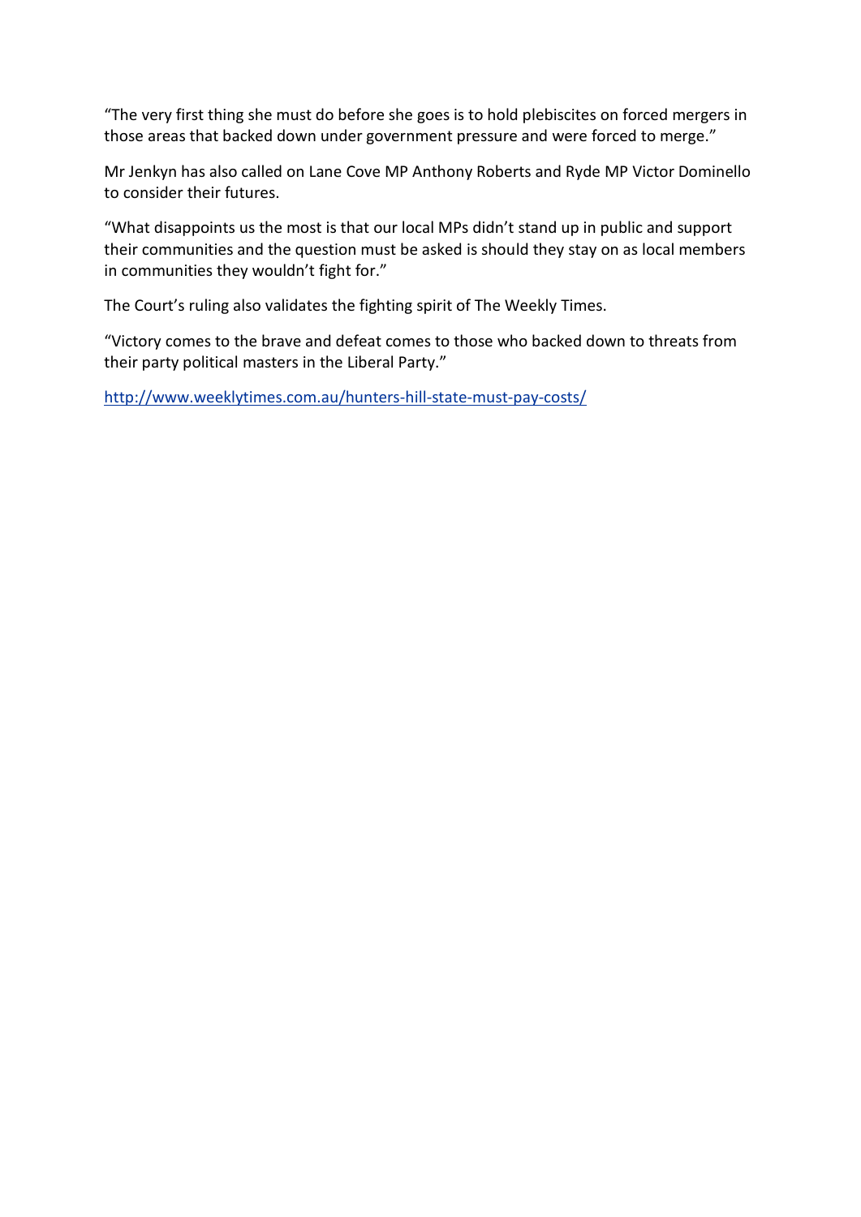"The very first thing she must do before she goes is to hold plebiscites on forced mergers in those areas that backed down under government pressure and were forced to merge."

Mr Jenkyn has also called on Lane Cove MP Anthony Roberts and Ryde MP Victor Dominello to consider their futures.

"What disappoints us the most is that our local MPs didn't stand up in public and support their communities and the question must be asked is should they stay on as local members in communities they wouldn't fight for."

The Court's ruling also validates the fighting spirit of The Weekly Times.

"Victory comes to the brave and defeat comes to those who backed down to threats from their party political masters in the Liberal Party."

http://www.weeklytimes.com.au/hunters-hill-state-must-pay-costs/